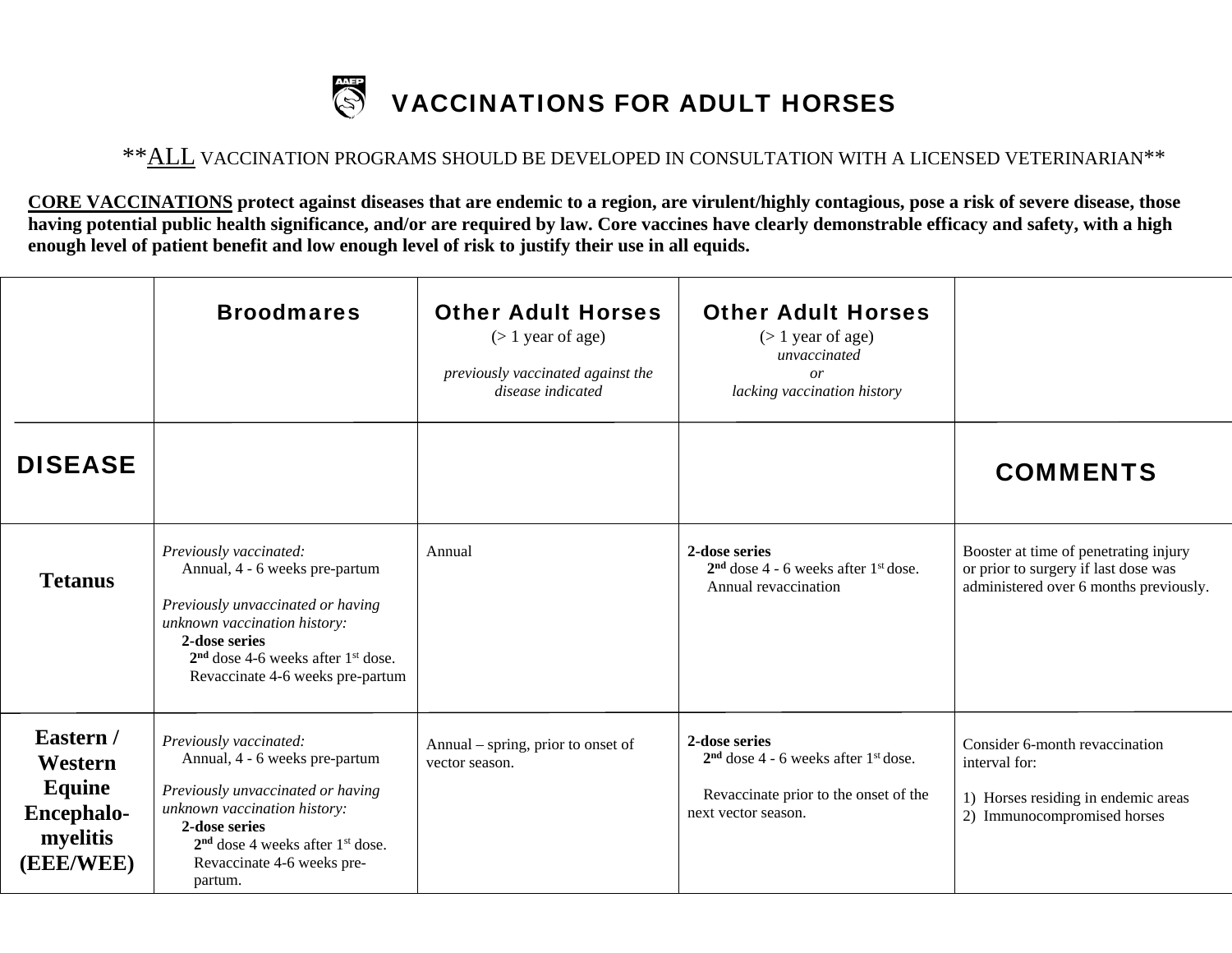# VACCINATIONS FOR ADULT HORSES

\*\*ALL VACCINATION PROGRAMS SHOULD BE DEVELOPED IN CONSULTATION WITH A LICENSED VETERINARIAN\*\*

**CORE VACCINATIONS protect against diseases that are endemic to a region, are virulent/highly contagious, pose a risk of severe disease, those having potential public health significance, and/or are required by law. Core vaccines have clearly demonstrable efficacy and safety, with a high enough level of patient benefit and low enough level of risk to justify their use in all equids.**

| DISEASE | Broodmares | Other Adult Horses (> 1 year of age) *previously vaccinated against the disease indicated* | Other Adult Horses (> 1 year of age) *unvaccinated or lacking vaccination history* | COMMENTS |
|---|---|---|---|---|
| **Tetanus** | *Previously vaccinated:* Annual, 4 - 6 weeks pre-partum<br><br>*Previously unvaccinated or having unknown vaccination history:* **2-dose series** 2nd dose 4-6 weeks after 1st dose. Revaccinate 4-6 weeks pre-partum | Annual | **2-dose series** 2nd dose 4 - 6 weeks after 1st dose. Annual revaccination | Booster at time of penetrating injury or prior to surgery if last dose was administered over 6 months previously. |
| **Eastern / Western Equine Encephalo-myelitis (EEE/WEE)** | *Previously vaccinated:* Annual, 4 - 6 weeks pre-partum<br><br>*Previously unvaccinated or having unknown vaccination history:* **2-dose series** 2nd dose 4 weeks after 1st dose. Revaccinate 4-6 weeks pre-partum. | Annual – spring, prior to onset of vector season. | **2-dose series** 2nd dose 4 - 6 weeks after 1st dose.<br><br>Revaccinate prior to the onset of the next vector season. | Consider 6-month revaccination interval for:<br><br>1) Horses residing in endemic areas<br>2) Immunocompromised horses |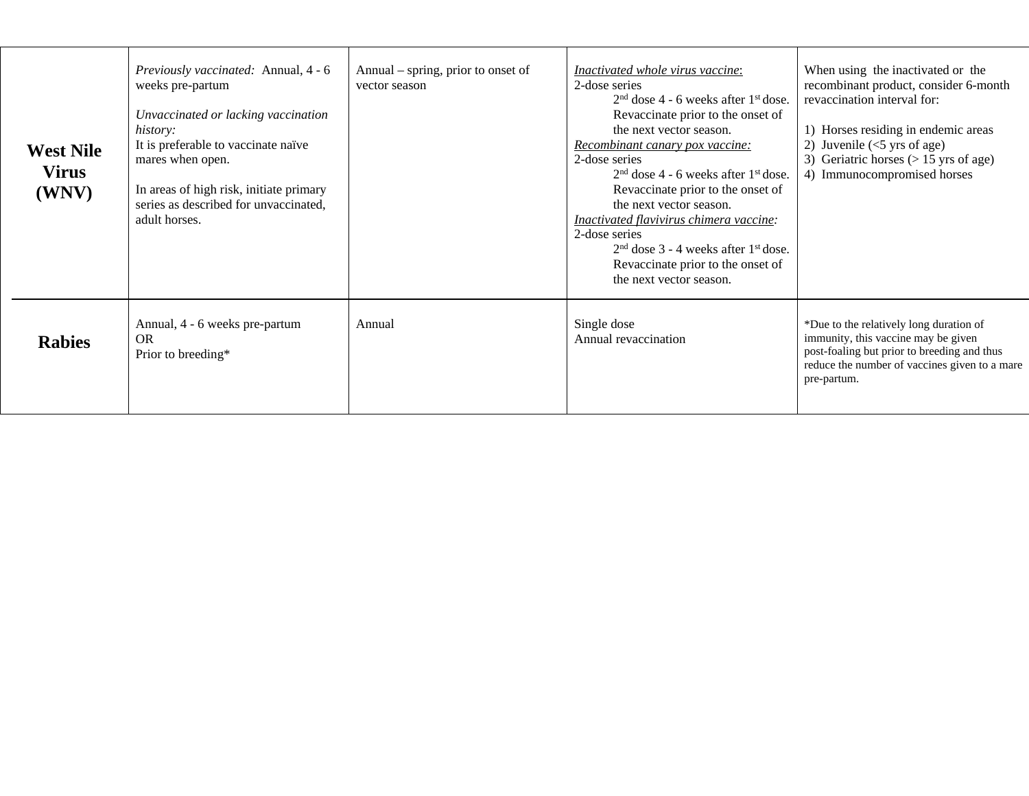| | | | | |
|---|---|---|---|---|
| **West Nile Virus (WNV)** | *Previously vaccinated:* Annual, 4 - 6 weeks pre-partum<br><br>*Unvaccinated or lacking vaccination history:*<br>It is preferable to vaccinate naïve mares when open.<br><br>In areas of high risk, initiate primary series as described for unvaccinated, adult horses. | Annual – spring, prior to onset of vector season | *<u>Inactivated whole virus vaccine</u>*:<br>2-dose series<br>2nd dose 4 - 6 weeks after 1st dose. Revaccinate prior to the onset of the next vector season.<br>*<u>Recombinant canary pox vaccine:</u>*<br>2-dose series<br>2nd dose 4 - 6 weeks after 1st dose. Revaccinate prior to the onset of the next vector season.<br>*<u>Inactivated flavivirus chimera vaccine</u>:*<br>2-dose series<br>2nd dose 3 - 4 weeks after 1st dose. Revaccinate prior to the onset of the next vector season. | When using the inactivated or the recombinant product, consider 6-month revaccination interval for:<br><br>1) Horses residing in endemic areas<br>2) Juvenile (<5 yrs of age)<br>3) Geriatric horses (> 15 yrs of age)<br>4) Immunocompromised horses |
| **Rabies** | Annual, 4 - 6 weeks pre-partum<br>OR<br>Prior to breeding* | Annual | Single dose<br>Annual revaccination | *Due to the relatively long duration of immunity, this vaccine may be given post-foaling but prior to breeding and thus reduce the number of vaccines given to a mare pre-partum. |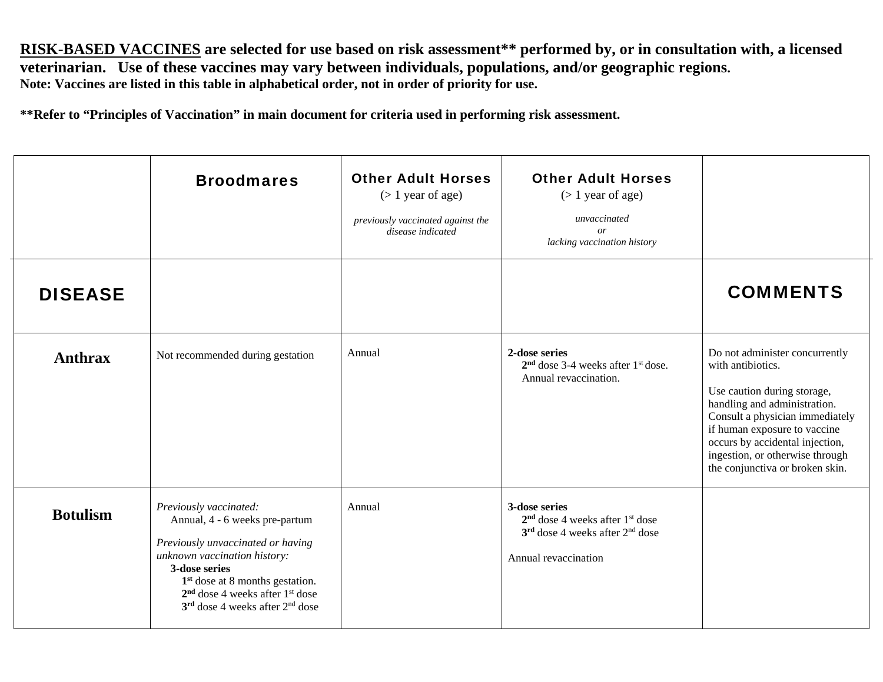**RISK-BASED VACCINES** are selected for use based on risk assessment** performed by, or in consultation with, a licensed veterinarian. Use of these vaccines may vary between individuals, populations, and/or geographic regions.
**Note: Vaccines are listed in this table in alphabetical order, not in order of priority for use.**

****Refer to "Principles of Vaccination" in main document for criteria used in performing risk assessment.**

| DISEASE | Broodmares | Other Adult Horses (> 1 year of age) *previously vaccinated against the disease indicated* | Other Adult Horses (> 1 year of age) *unvaccinated or lacking vaccination history* | COMMENTS |
|---|---|---|---|---|
| **Anthrax** | Not recommended during gestation | Annual | **2-dose series** **2nd** dose 3-4 weeks after 1st dose. Annual revaccination. | Do not administer concurrently with antibiotics. Use caution during storage, handling and administration. Consult a physician immediately if human exposure to vaccine occurs by accidental injection, ingestion, or otherwise through the conjunctiva or broken skin. |
| **Botulism** | *Previously vaccinated:* Annual, 4 - 6 weeks pre-partum *Previously unvaccinated or having unknown vaccination history:* **3-dose series** **1st** dose at 8 months gestation. **2nd** dose 4 weeks after 1st dose **3rd** dose 4 weeks after 2nd dose | Annual | **3-dose series** **2nd** dose 4 weeks after 1st dose **3rd** dose 4 weeks after 2nd dose Annual revaccination | |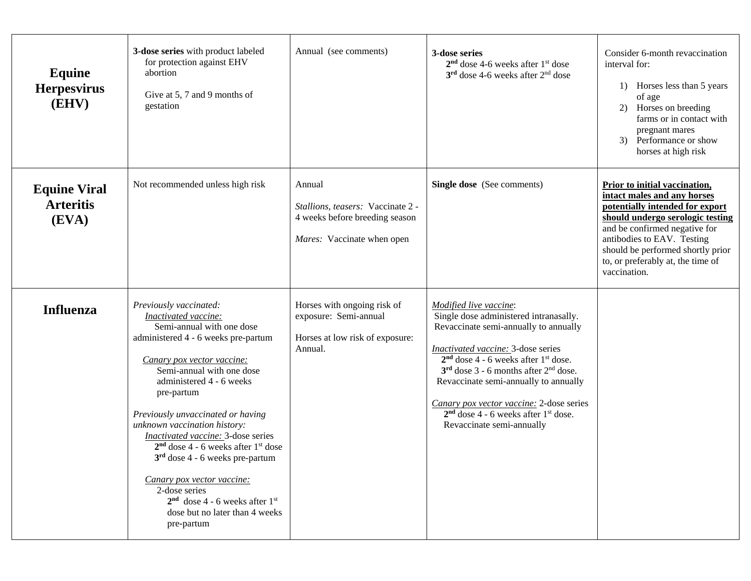| | | | | |
|---|---|---|---|---|
| **Equine Herpesvirus (EHV)** | **3-dose series** with product labeled for protection against EHV abortion<br><br>Give at 5, 7 and 9 months of gestation | Annual (see comments) | **3-dose series**<br>**2nd** dose 4-6 weeks after 1st dose<br>**3rd** dose 4-6 weeks after 2nd dose | Consider 6-month revaccination interval for:<br>1) Horses less than 5 years of age<br>2) Horses on breeding farms or in contact with pregnant mares<br>3) Performance or show horses at high risk |
| **Equine Viral Arteritis (EVA)** | Not recommended unless high risk | Annual<br><br>*Stallions, teasers:* Vaccinate 2 - 4 weeks before breeding season<br><br>*Mares:* Vaccinate when open | **Single dose** (See comments) | **Prior to initial vaccination, intact males and any horses potentially intended for export should undergo serologic testing** and be confirmed negative for antibodies to EAV. Testing should be performed shortly prior to, or preferably at, the time of vaccination. |
| **Influenza** | *Previously vaccinated:*<br>*Inactivated vaccine:*<br>Semi-annual with one dose administered 4 - 6 weeks pre-partum<br><br>*Canary pox vector vaccine:*<br>Semi-annual with one dose administered 4 - 6 weeks pre-partum<br><br>*Previously unvaccinated or having unknown vaccination history:*<br>*Inactivated vaccine:* 3-dose series<br>**2nd** dose 4 - 6 weeks after 1st dose<br>**3rd** dose 4 - 6 weeks pre-partum<br><br>*Canary pox vector vaccine:*<br>2-dose series<br>**2nd** dose 4 - 6 weeks after 1st dose but no later than 4 weeks pre-partum | Horses with ongoing risk of exposure: Semi-annual<br><br>Horses at low risk of exposure: Annual. | *Modified live vaccine*:<br>Single dose administered intranasally. Revaccinate semi-annually to annually<br><br>*Inactivated vaccine:* 3-dose series<br>**2nd** dose 4 - 6 weeks after 1st dose.<br>**3rd** dose 3 - 6 months after 2nd dose.<br>Revaccinate semi-annually to annually<br><br>*Canary pox vector vaccine:* 2-dose series<br>**2nd** dose 4 - 6 weeks after 1st dose.<br>Revaccinate semi-annually | |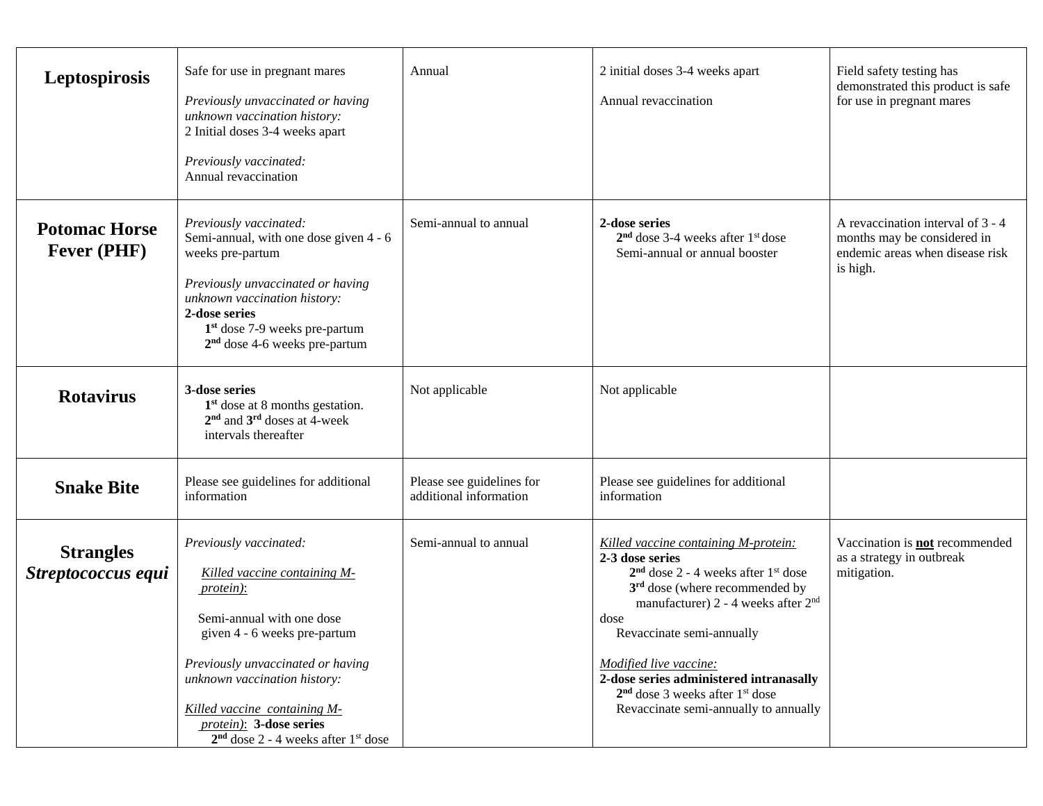| | | | | |
|---|---|---|---|---|
| **Leptospirosis** | Safe for use in pregnant mares<br><br>*Previously unvaccinated or having unknown vaccination history:*<br>2 Initial doses 3-4 weeks apart<br><br>*Previously vaccinated:*<br>Annual revaccination | Annual | 2 initial doses 3-4 weeks apart<br><br>Annual revaccination | Field safety testing has demonstrated this product is safe for use in pregnant mares |
| **Potomac Horse Fever (PHF)** | *Previously vaccinated:*<br>Semi-annual, with one dose given 4 - 6 weeks pre-partum<br><br>*Previously unvaccinated or having unknown vaccination history:*<br>**2-dose series**<br>**1st** dose 7-9 weeks pre-partum<br>**2nd** dose 4-6 weeks pre-partum | Semi-annual to annual | **2-dose series**<br>**2nd** dose 3-4 weeks after 1st dose<br>Semi-annual or annual booster | A revaccination interval of 3 - 4 months may be considered in endemic areas when disease risk is high. |
| **Rotavirus** | **3-dose series**<br>**1st** dose at 8 months gestation.<br>**2nd** and **3rd** doses at 4-week intervals thereafter | Not applicable | Not applicable | |
| **Snake Bite** | Please see guidelines for additional information | Please see guidelines for additional information | Please see guidelines for additional information | |
| **Strangles *Streptococcus equi*** | *Previously vaccinated:*<br><br>Killed vaccine containing M-protein):<br><br>Semi-annual with one dose given 4 - 6 weeks pre-partum<br><br>*Previously unvaccinated or having unknown vaccination history:*<br><br>Killed vaccine containing M-protein): **3-dose series**<br>**2nd** dose 2 - 4 weeks after 1st dose | Semi-annual to annual | *Killed vaccine containing M-protein:*<br>**2-3 dose series**<br>**2nd** dose 2 - 4 weeks after 1st dose<br>**3rd** dose (where recommended by manufacturer) 2 - 4 weeks after 2nd dose<br>Revaccinate semi-annually<br><br>*Modified live vaccine:*<br>**2-dose series administered intranasally**<br>**2nd** dose 3 weeks after 1st dose<br>Revaccinate semi-annually to annually | Vaccination is **not** recommended as a strategy in outbreak mitigation. |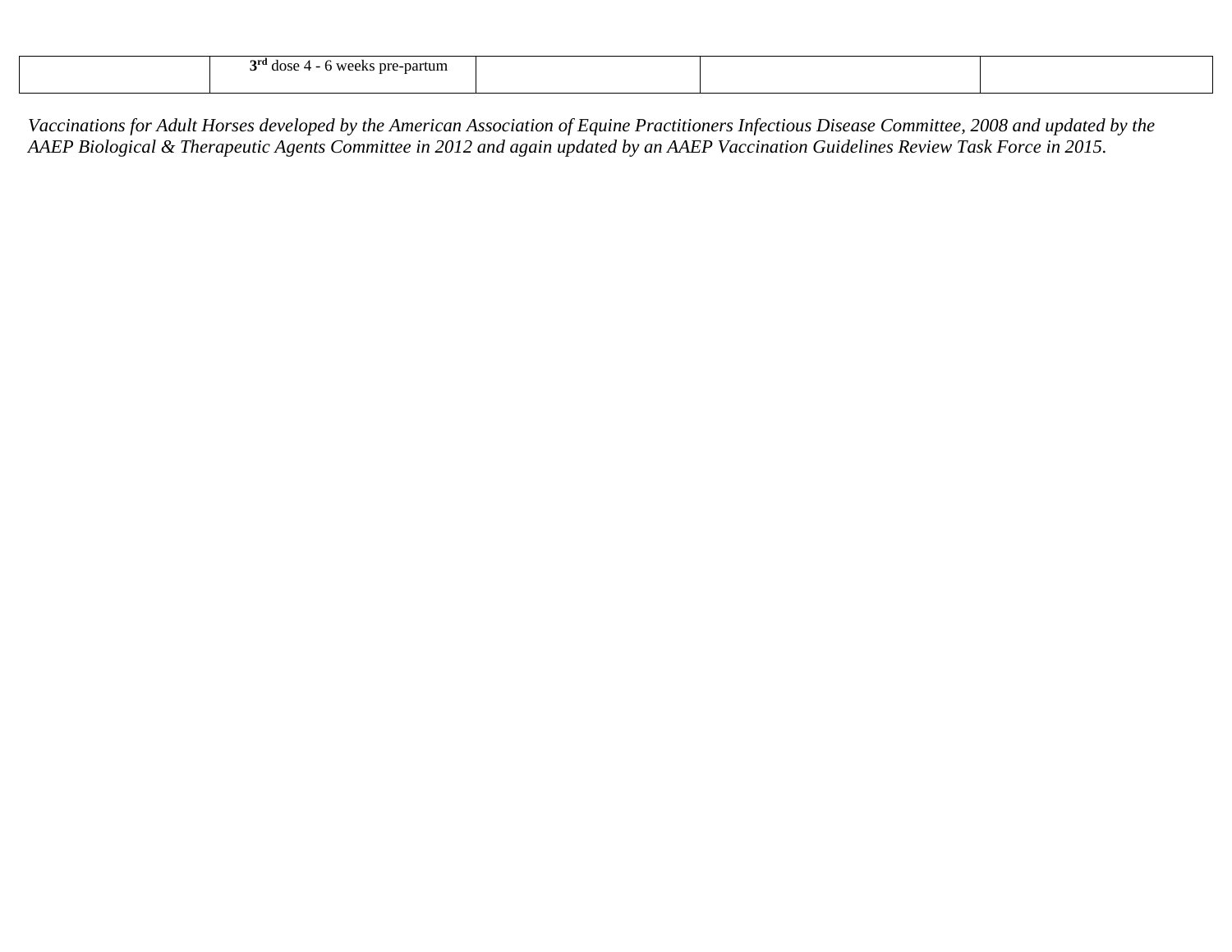| | | | | |
|---|---|---|---|---|
| | **3rd** dose 4 - 6 weeks pre-partum | | | |

*Vaccinations for Adult Horses developed by the American Association of Equine Practitioners Infectious Disease Committee, 2008 and updated by the AAEP Biological & Therapeutic Agents Committee in 2012 and again updated by an AAEP Vaccination Guidelines Review Task Force in 2015.*